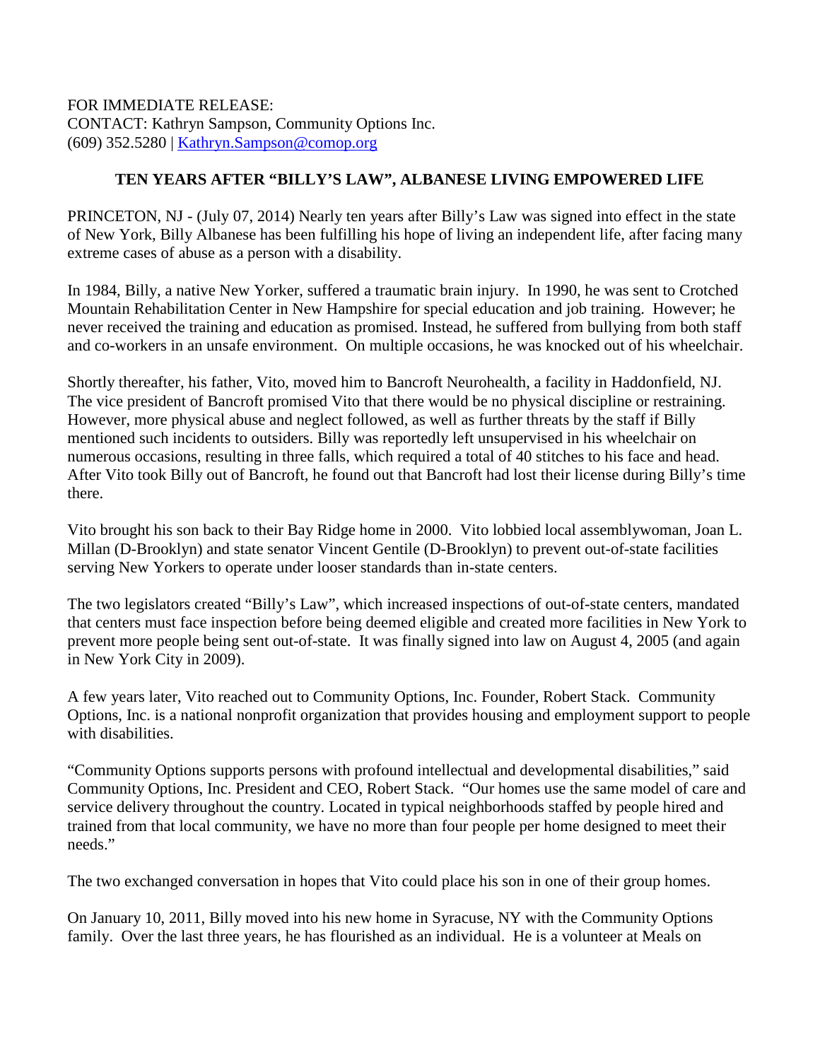FOR IMMEDIATE RELEASE:
CONTACT: Kathryn Sampson, Community Options Inc.
(609) 352.5280 | Kathryn.Sampson@comop.org

**TEN YEARS AFTER "BILLY'S LAW", ALBANESE LIVING EMPOWERED LIFE**

PRINCETON, NJ - (July 07, 2014) Nearly ten years after Billy's Law was signed into effect in the state of New York, Billy Albanese has been fulfilling his hope of living an independent life, after facing many extreme cases of abuse as a person with a disability.

In 1984, Billy, a native New Yorker, suffered a traumatic brain injury. In 1990, he was sent to Crotched Mountain Rehabilitation Center in New Hampshire for special education and job training. However; he never received the training and education as promised. Instead, he suffered from bullying from both staff and co-workers in an unsafe environment. On multiple occasions, he was knocked out of his wheelchair.

Shortly thereafter, his father, Vito, moved him to Bancroft Neurohealth, a facility in Haddonfield, NJ. The vice president of Bancroft promised Vito that there would be no physical discipline or restraining. However, more physical abuse and neglect followed, as well as further threats by the staff if Billy mentioned such incidents to outsiders. Billy was reportedly left unsupervised in his wheelchair on numerous occasions, resulting in three falls, which required a total of 40 stitches to his face and head. After Vito took Billy out of Bancroft, he found out that Bancroft had lost their license during Billy's time there.

Vito brought his son back to their Bay Ridge home in 2000. Vito lobbied local assemblywoman, Joan L. Millan (D-Brooklyn) and state senator Vincent Gentile (D-Brooklyn) to prevent out-of-state facilities serving New Yorkers to operate under looser standards than in-state centers.

The two legislators created "Billy's Law", which increased inspections of out-of-state centers, mandated that centers must face inspection before being deemed eligible and created more facilities in New York to prevent more people being sent out-of-state. It was finally signed into law on August 4, 2005 (and again in New York City in 2009).

A few years later, Vito reached out to Community Options, Inc. Founder, Robert Stack. Community Options, Inc. is a national nonprofit organization that provides housing and employment support to people with disabilities.

"Community Options supports persons with profound intellectual and developmental disabilities," said Community Options, Inc. President and CEO, Robert Stack. "Our homes use the same model of care and service delivery throughout the country. Located in typical neighborhoods staffed by people hired and trained from that local community, we have no more than four people per home designed to meet their needs."

The two exchanged conversation in hopes that Vito could place his son in one of their group homes.

On January 10, 2011, Billy moved into his new home in Syracuse, NY with the Community Options family. Over the last three years, he has flourished as an individual. He is a volunteer at Meals on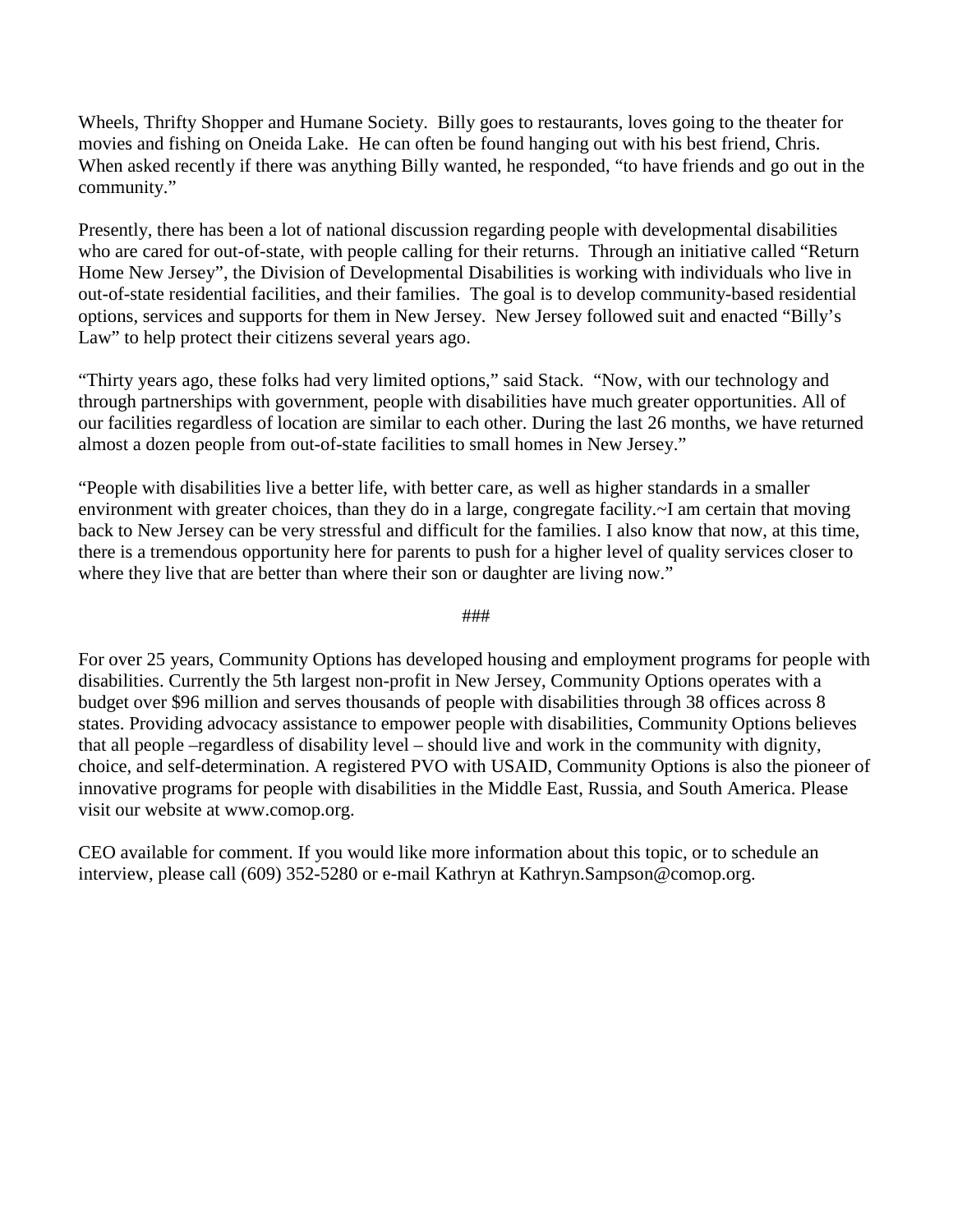Wheels, Thrifty Shopper and Humane Society. Billy goes to restaurants, loves going to the theater for movies and fishing on Oneida Lake. He can often be found hanging out with his best friend, Chris. When asked recently if there was anything Billy wanted, he responded, "to have friends and go out in the community."

Presently, there has been a lot of national discussion regarding people with developmental disabilities who are cared for out-of-state, with people calling for their returns. Through an initiative called "Return Home New Jersey", the Division of Developmental Disabilities is working with individuals who live in out-of-state residential facilities, and their families. The goal is to develop community-based residential options, services and supports for them in New Jersey. New Jersey followed suit and enacted "Billy's Law" to help protect their citizens several years ago.

"Thirty years ago, these folks had very limited options," said Stack. "Now, with our technology and through partnerships with government, people with disabilities have much greater opportunities. All of our facilities regardless of location are similar to each other. During the last 26 months, we have returned almost a dozen people from out-of-state facilities to small homes in New Jersey."

"People with disabilities live a better life, with better care, as well as higher standards in a smaller environment with greater choices, than they do in a large, congregate facility.~I am certain that moving back to New Jersey can be very stressful and difficult for the families. I also know that now, at this time, there is a tremendous opportunity here for parents to push for a higher level of quality services closer to where they live that are better than where their son or daughter are living now."

###

For over 25 years, Community Options has developed housing and employment programs for people with disabilities. Currently the 5th largest non-profit in New Jersey, Community Options operates with a budget over $96 million and serves thousands of people with disabilities through 38 offices across 8 states. Providing advocacy assistance to empower people with disabilities, Community Options believes that all people –regardless of disability level – should live and work in the community with dignity, choice, and self-determination. A registered PVO with USAID, Community Options is also the pioneer of innovative programs for people with disabilities in the Middle East, Russia, and South America. Please visit our website at www.comop.org.

CEO available for comment. If you would like more information about this topic, or to schedule an interview, please call (609) 352-5280 or e-mail Kathryn at Kathryn.Sampson@comop.org.